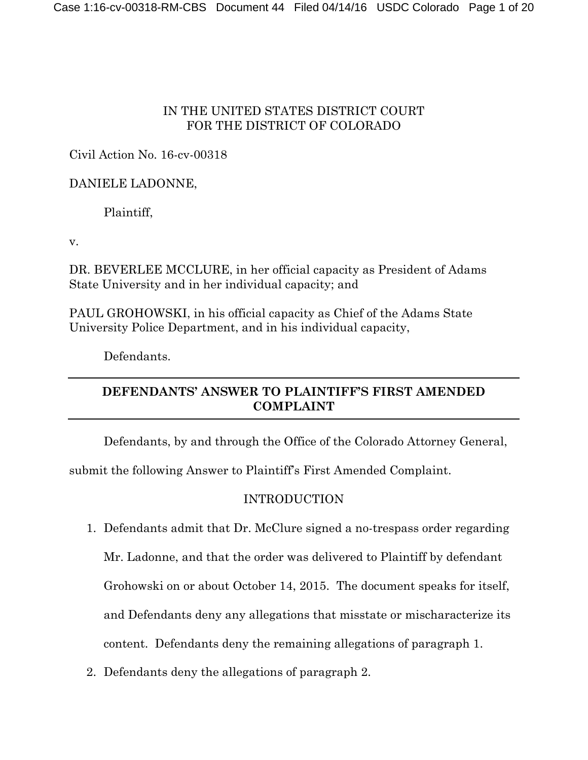IN THE UNITED STATES DISTRICT COURT
FOR THE DISTRICT OF COLORADO

Civil Action No. 16-cv-00318

DANIELE LADONNE,

Plaintiff,

v.

DR. BEVERLEE MCCLURE, in her official capacity as President of Adams State University and in her individual capacity; and

PAUL GROHOWSKI, in his official capacity as Chief of the Adams State University Police Department, and in his individual capacity,

Defendants.

---

**DEFENDANTS' ANSWER TO PLAINTIFF'S FIRST AMENDED COMPLAINT**

---

Defendants, by and through the Office of the Colorado Attorney General, submit the following Answer to Plaintiff's First Amended Complaint.

INTRODUCTION

1. Defendants admit that Dr. McClure signed a no-trespass order regarding Mr. Ladonne, and that the order was delivered to Plaintiff by defendant Grohowski on or about October 14, 2015. The document speaks for itself, and Defendants deny any allegations that misstate or mischaracterize its content. Defendants deny the remaining allegations of paragraph 1.
2. Defendants deny the allegations of paragraph 2.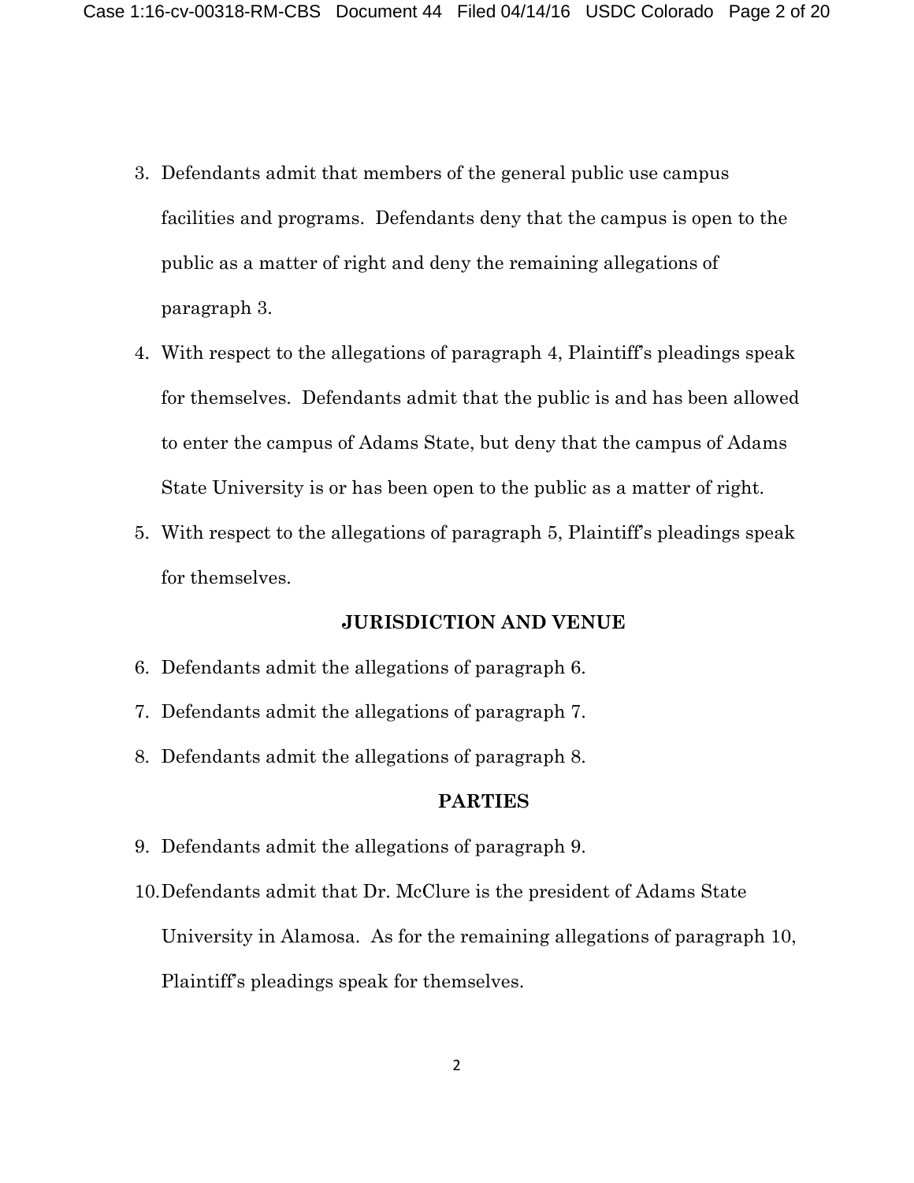3. Defendants admit that members of the general public use campus facilities and programs. Defendants deny that the campus is open to the public as a matter of right and deny the remaining allegations of paragraph 3.

4. With respect to the allegations of paragraph 4, Plaintiff's pleadings speak for themselves. Defendants admit that the public is and has been allowed to enter the campus of Adams State, but deny that the campus of Adams State University is or has been open to the public as a matter of right.

5. With respect to the allegations of paragraph 5, Plaintiff's pleadings speak for themselves.

## JURISDICTION AND VENUE

6. Defendants admit the allegations of paragraph 6.

7. Defendants admit the allegations of paragraph 7.

8. Defendants admit the allegations of paragraph 8.

## PARTIES

9. Defendants admit the allegations of paragraph 9.

10. Defendants admit that Dr. McClure is the president of Adams State University in Alamosa. As for the remaining allegations of paragraph 10, Plaintiff's pleadings speak for themselves.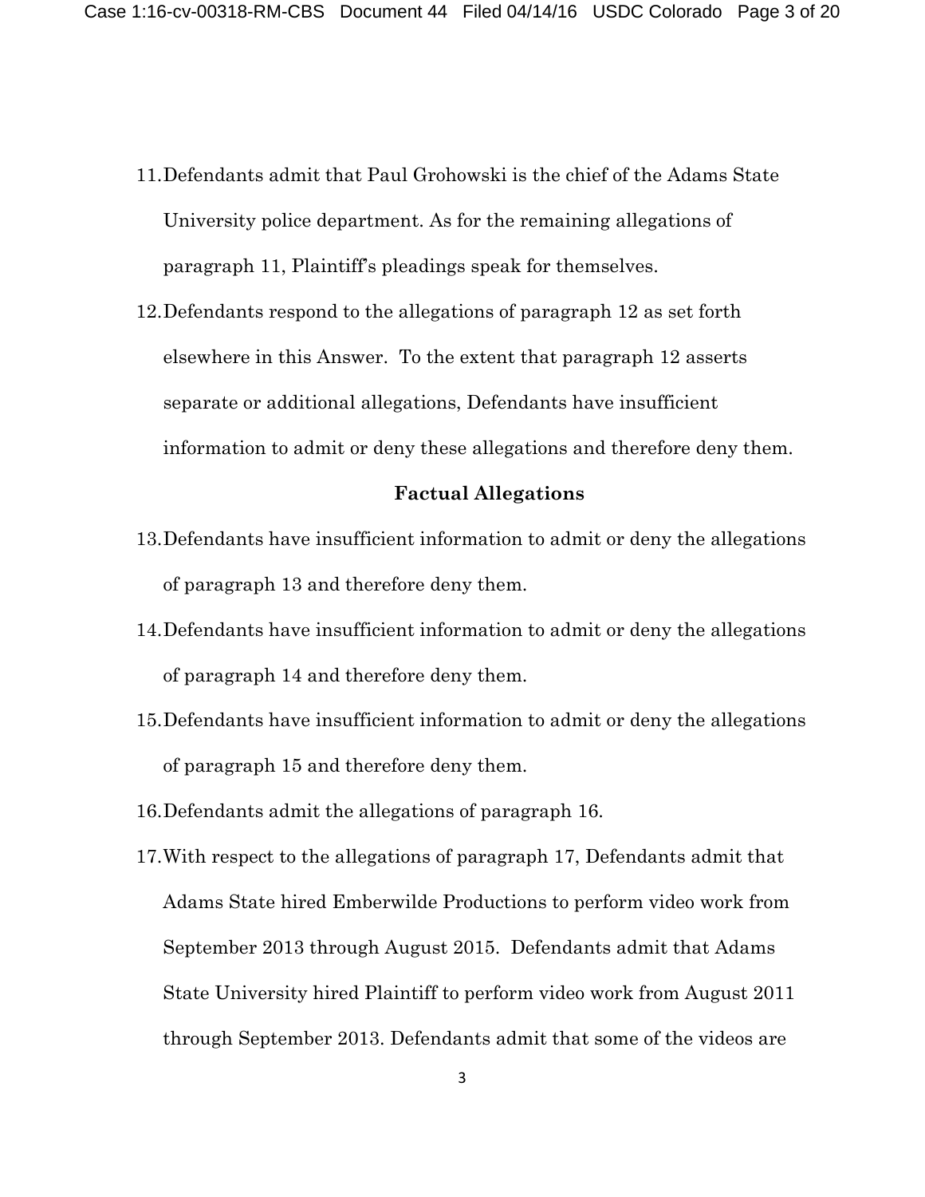11. Defendants admit that Paul Grohowski is the chief of the Adams State University police department. As for the remaining allegations of paragraph 11, Plaintiff's pleadings speak for themselves.

12. Defendants respond to the allegations of paragraph 12 as set forth elsewhere in this Answer. To the extent that paragraph 12 asserts separate or additional allegations, Defendants have insufficient information to admit or deny these allegations and therefore deny them.

**Factual Allegations**

13. Defendants have insufficient information to admit or deny the allegations of paragraph 13 and therefore deny them.

14. Defendants have insufficient information to admit or deny the allegations of paragraph 14 and therefore deny them.

15. Defendants have insufficient information to admit or deny the allegations of paragraph 15 and therefore deny them.

16. Defendants admit the allegations of paragraph 16.

17. With respect to the allegations of paragraph 17, Defendants admit that Adams State hired Emberwilde Productions to perform video work from September 2013 through August 2015. Defendants admit that Adams State University hired Plaintiff to perform video work from August 2011 through September 2013. Defendants admit that some of the videos are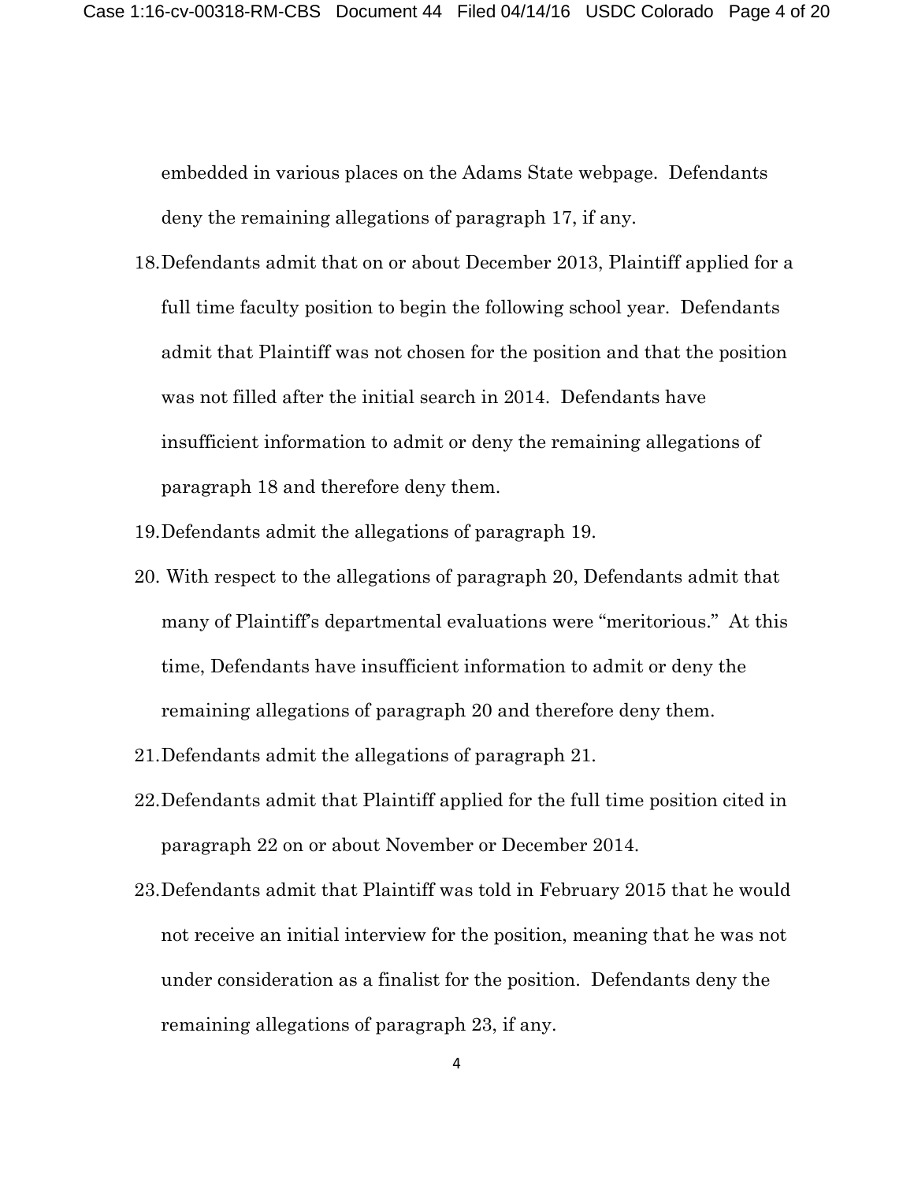embedded in various places on the Adams State webpage. Defendants deny the remaining allegations of paragraph 17, if any.

18. Defendants admit that on or about December 2013, Plaintiff applied for a full time faculty position to begin the following school year. Defendants admit that Plaintiff was not chosen for the position and that the position was not filled after the initial search in 2014. Defendants have insufficient information to admit or deny the remaining allegations of paragraph 18 and therefore deny them.

19. Defendants admit the allegations of paragraph 19.

20. With respect to the allegations of paragraph 20, Defendants admit that many of Plaintiff's departmental evaluations were "meritorious." At this time, Defendants have insufficient information to admit or deny the remaining allegations of paragraph 20 and therefore deny them.

21. Defendants admit the allegations of paragraph 21.

22. Defendants admit that Plaintiff applied for the full time position cited in paragraph 22 on or about November or December 2014.

23. Defendants admit that Plaintiff was told in February 2015 that he would not receive an initial interview for the position, meaning that he was not under consideration as a finalist for the position. Defendants deny the remaining allegations of paragraph 23, if any.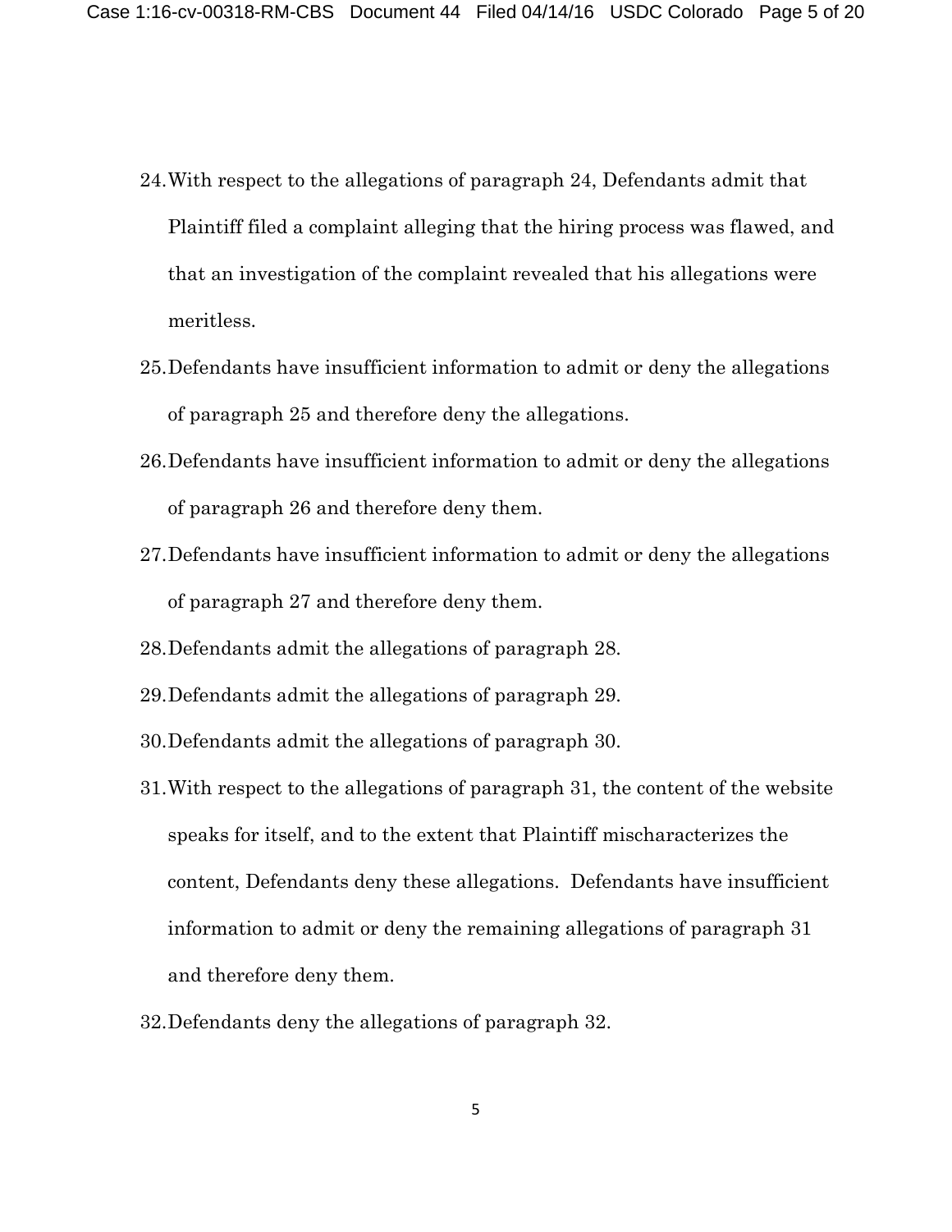24. With respect to the allegations of paragraph 24, Defendants admit that Plaintiff filed a complaint alleging that the hiring process was flawed, and that an investigation of the complaint revealed that his allegations were meritless.
25. Defendants have insufficient information to admit or deny the allegations of paragraph 25 and therefore deny the allegations.
26. Defendants have insufficient information to admit or deny the allegations of paragraph 26 and therefore deny them.
27. Defendants have insufficient information to admit or deny the allegations of paragraph 27 and therefore deny them.
28. Defendants admit the allegations of paragraph 28.
29. Defendants admit the allegations of paragraph 29.
30. Defendants admit the allegations of paragraph 30.
31. With respect to the allegations of paragraph 31, the content of the website speaks for itself, and to the extent that Plaintiff mischaracterizes the content, Defendants deny these allegations. Defendants have insufficient information to admit or deny the remaining allegations of paragraph 31 and therefore deny them.
32. Defendants deny the allegations of paragraph 32.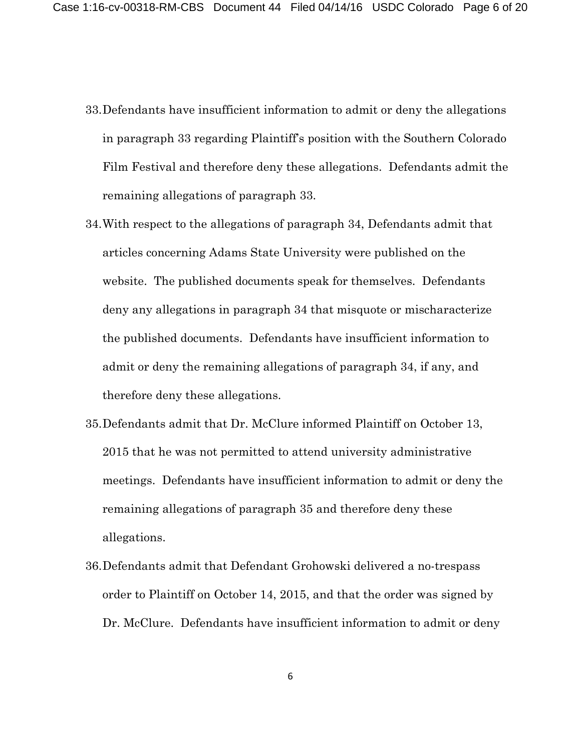33. Defendants have insufficient information to admit or deny the allegations in paragraph 33 regarding Plaintiff's position with the Southern Colorado Film Festival and therefore deny these allegations. Defendants admit the remaining allegations of paragraph 33.

34. With respect to the allegations of paragraph 34, Defendants admit that articles concerning Adams State University were published on the website. The published documents speak for themselves. Defendants deny any allegations in paragraph 34 that misquote or mischaracterize the published documents. Defendants have insufficient information to admit or deny the remaining allegations of paragraph 34, if any, and therefore deny these allegations.

35. Defendants admit that Dr. McClure informed Plaintiff on October 13, 2015 that he was not permitted to attend university administrative meetings. Defendants have insufficient information to admit or deny the remaining allegations of paragraph 35 and therefore deny these allegations.

36. Defendants admit that Defendant Grohowski delivered a no-trespass order to Plaintiff on October 14, 2015, and that the order was signed by Dr. McClure. Defendants have insufficient information to admit or deny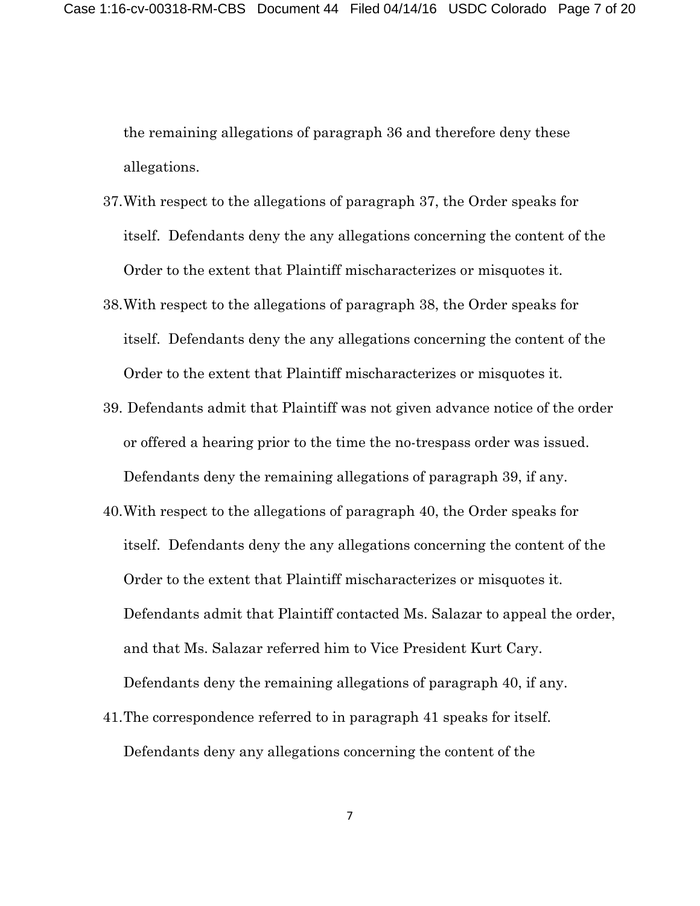the remaining allegations of paragraph 36 and therefore deny these allegations.

37. With respect to the allegations of paragraph 37, the Order speaks for itself. Defendants deny the any allegations concerning the content of the Order to the extent that Plaintiff mischaracterizes or misquotes it.

38. With respect to the allegations of paragraph 38, the Order speaks for itself. Defendants deny the any allegations concerning the content of the Order to the extent that Plaintiff mischaracterizes or misquotes it.

39. Defendants admit that Plaintiff was not given advance notice of the order or offered a hearing prior to the time the no-trespass order was issued. Defendants deny the remaining allegations of paragraph 39, if any.

40. With respect to the allegations of paragraph 40, the Order speaks for itself. Defendants deny the any allegations concerning the content of the Order to the extent that Plaintiff mischaracterizes or misquotes it. Defendants admit that Plaintiff contacted Ms. Salazar to appeal the order, and that Ms. Salazar referred him to Vice President Kurt Cary. Defendants deny the remaining allegations of paragraph 40, if any.

41. The correspondence referred to in paragraph 41 speaks for itself. Defendants deny any allegations concerning the content of the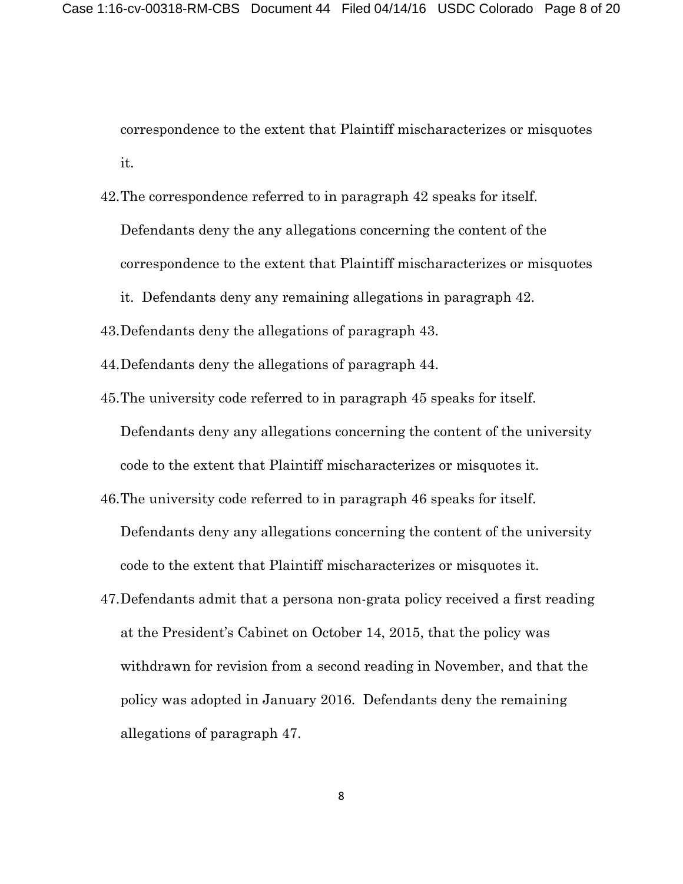correspondence to the extent that Plaintiff mischaracterizes or misquotes it.

42. The correspondence referred to in paragraph 42 speaks for itself. Defendants deny the any allegations concerning the content of the correspondence to the extent that Plaintiff mischaracterizes or misquotes it. Defendants deny any remaining allegations in paragraph 42.
43. Defendants deny the allegations of paragraph 43.
44. Defendants deny the allegations of paragraph 44.
45. The university code referred to in paragraph 45 speaks for itself. Defendants deny any allegations concerning the content of the university code to the extent that Plaintiff mischaracterizes or misquotes it.
46. The university code referred to in paragraph 46 speaks for itself. Defendants deny any allegations concerning the content of the university code to the extent that Plaintiff mischaracterizes or misquotes it.
47. Defendants admit that a persona non-grata policy received a first reading at the President's Cabinet on October 14, 2015, that the policy was withdrawn for revision from a second reading in November, and that the policy was adopted in January 2016. Defendants deny the remaining allegations of paragraph 47.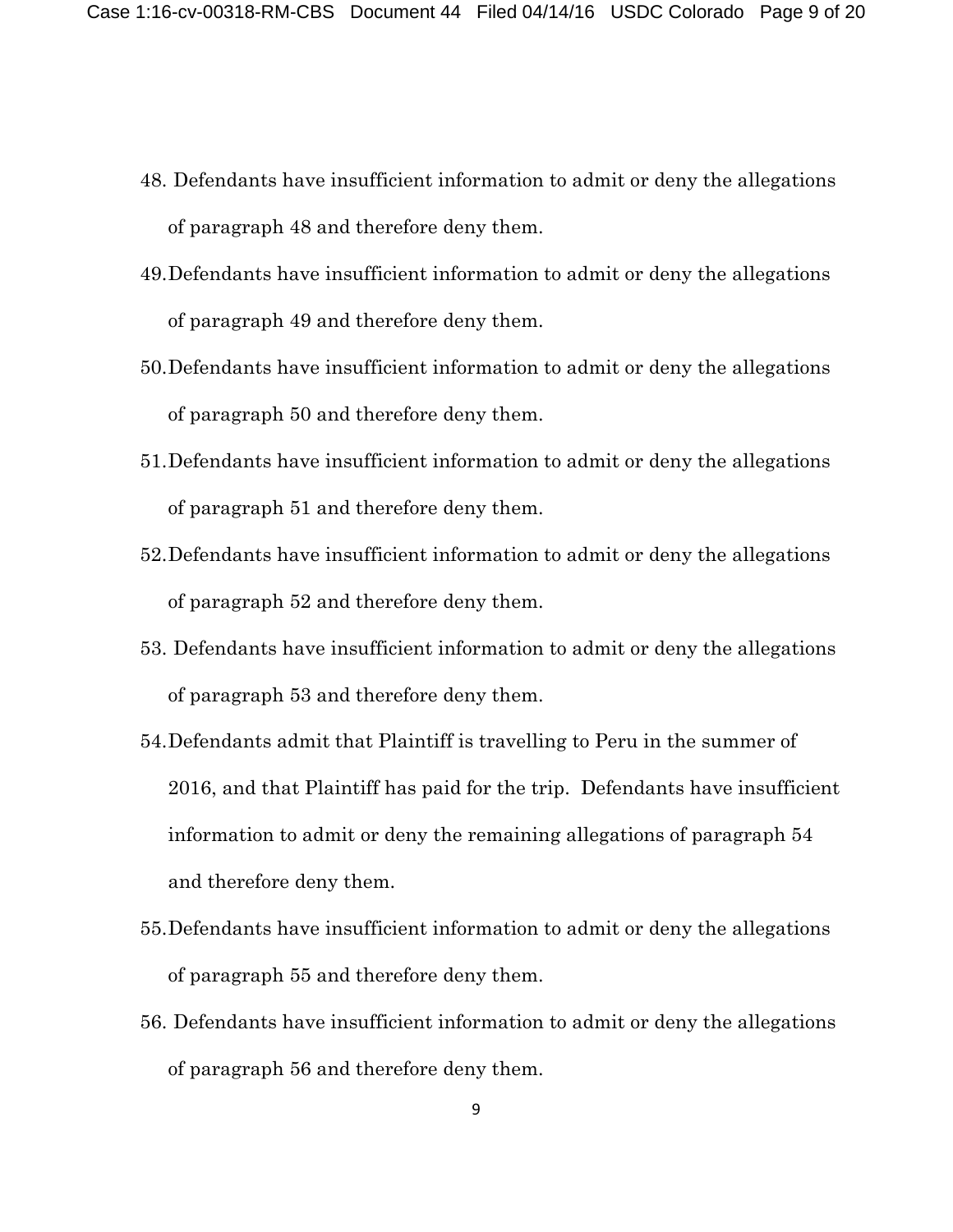48. Defendants have insufficient information to admit or deny the allegations of paragraph 48 and therefore deny them.
49. Defendants have insufficient information to admit or deny the allegations of paragraph 49 and therefore deny them.
50. Defendants have insufficient information to admit or deny the allegations of paragraph 50 and therefore deny them.
51. Defendants have insufficient information to admit or deny the allegations of paragraph 51 and therefore deny them.
52. Defendants have insufficient information to admit or deny the allegations of paragraph 52 and therefore deny them.
53. Defendants have insufficient information to admit or deny the allegations of paragraph 53 and therefore deny them.
54. Defendants admit that Plaintiff is travelling to Peru in the summer of 2016, and that Plaintiff has paid for the trip. Defendants have insufficient information to admit or deny the remaining allegations of paragraph 54 and therefore deny them.
55. Defendants have insufficient information to admit or deny the allegations of paragraph 55 and therefore deny them.
56. Defendants have insufficient information to admit or deny the allegations of paragraph 56 and therefore deny them.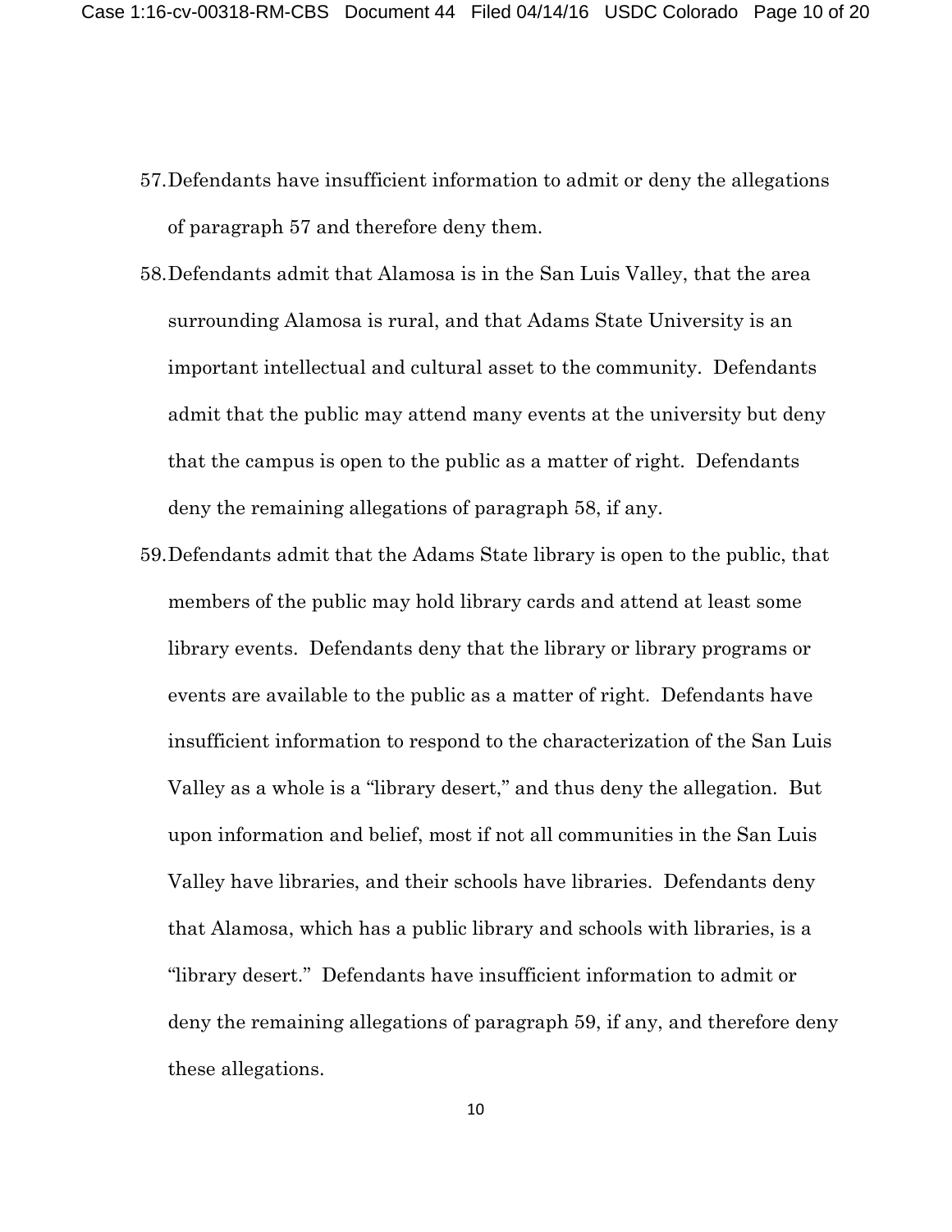57. Defendants have insufficient information to admit or deny the allegations of paragraph 57 and therefore deny them.

58. Defendants admit that Alamosa is in the San Luis Valley, that the area surrounding Alamosa is rural, and that Adams State University is an important intellectual and cultural asset to the community. Defendants admit that the public may attend many events at the university but deny that the campus is open to the public as a matter of right. Defendants deny the remaining allegations of paragraph 58, if any.

59. Defendants admit that the Adams State library is open to the public, that members of the public may hold library cards and attend at least some library events. Defendants deny that the library or library programs or events are available to the public as a matter of right. Defendants have insufficient information to respond to the characterization of the San Luis Valley as a whole is a "library desert," and thus deny the allegation. But upon information and belief, most if not all communities in the San Luis Valley have libraries, and their schools have libraries. Defendants deny that Alamosa, which has a public library and schools with libraries, is a "library desert." Defendants have insufficient information to admit or deny the remaining allegations of paragraph 59, if any, and therefore deny these allegations.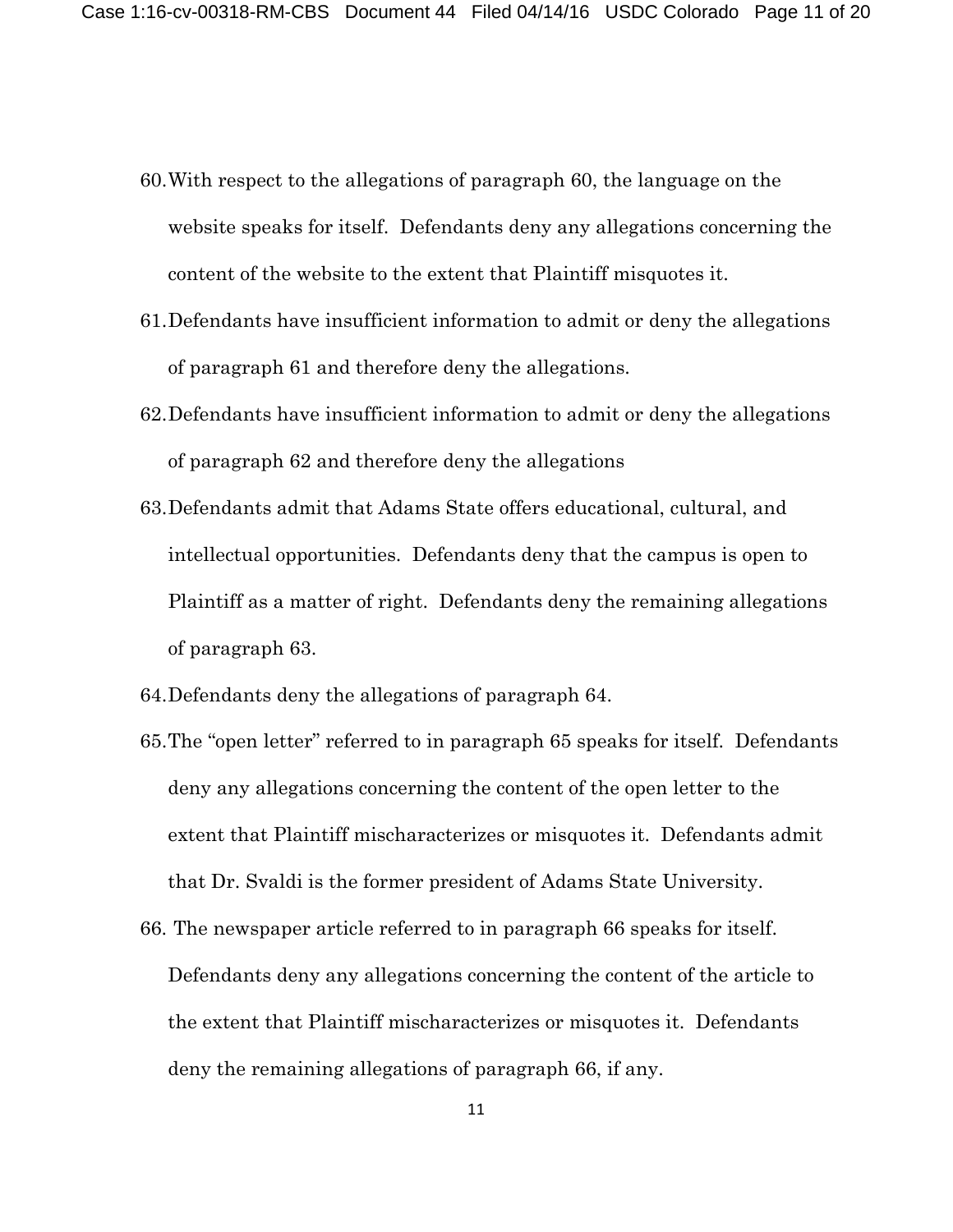60. With respect to the allegations of paragraph 60, the language on the website speaks for itself. Defendants deny any allegations concerning the content of the website to the extent that Plaintiff misquotes it.

61. Defendants have insufficient information to admit or deny the allegations of paragraph 61 and therefore deny the allegations.

62. Defendants have insufficient information to admit or deny the allegations of paragraph 62 and therefore deny the allegations

63. Defendants admit that Adams State offers educational, cultural, and intellectual opportunities. Defendants deny that the campus is open to Plaintiff as a matter of right. Defendants deny the remaining allegations of paragraph 63.

64. Defendants deny the allegations of paragraph 64.

65. The "open letter" referred to in paragraph 65 speaks for itself. Defendants deny any allegations concerning the content of the open letter to the extent that Plaintiff mischaracterizes or misquotes it. Defendants admit that Dr. Svaldi is the former president of Adams State University.

66. The newspaper article referred to in paragraph 66 speaks for itself. Defendants deny any allegations concerning the content of the article to the extent that Plaintiff mischaracterizes or misquotes it. Defendants deny the remaining allegations of paragraph 66, if any.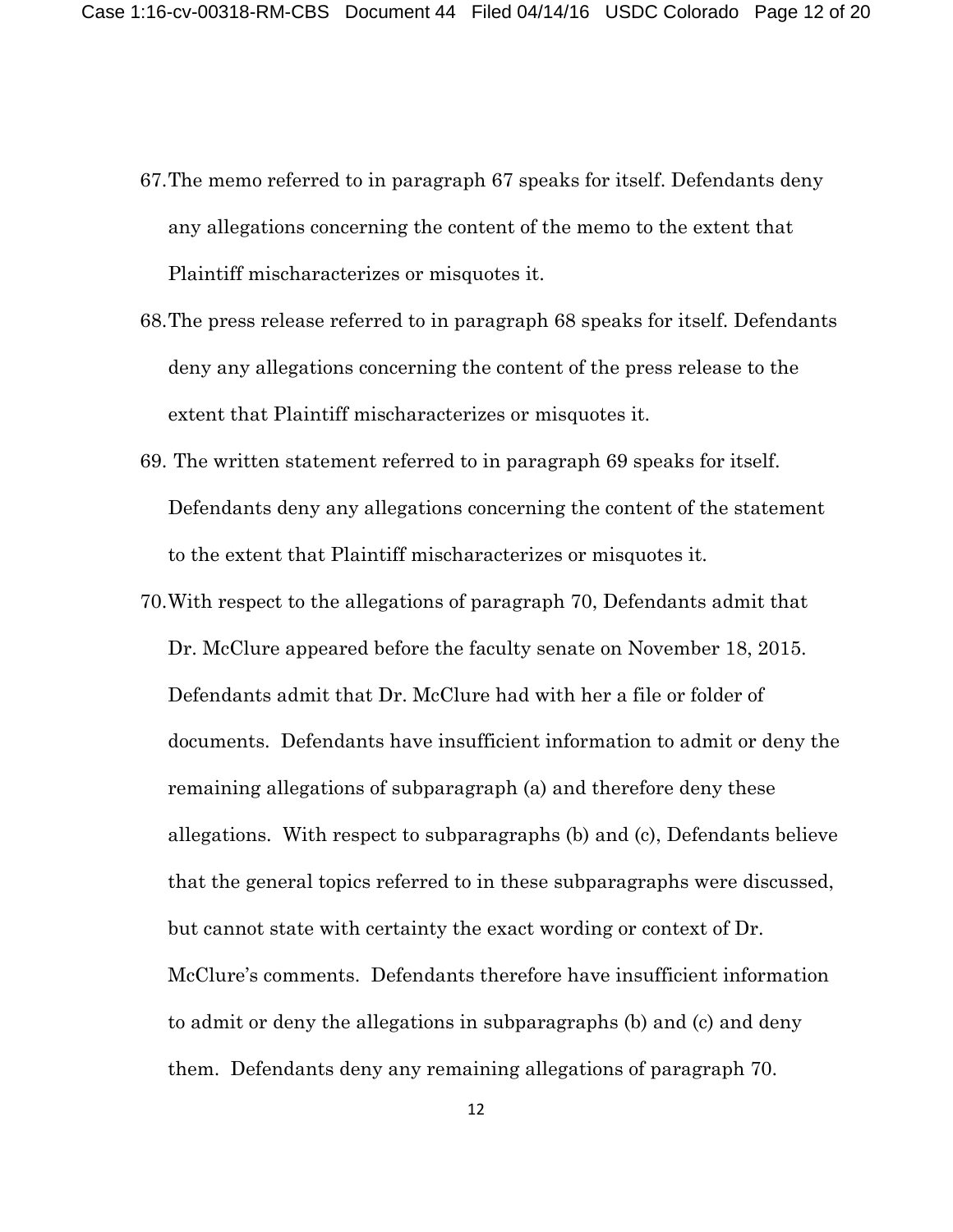67. The memo referred to in paragraph 67 speaks for itself. Defendants deny any allegations concerning the content of the memo to the extent that Plaintiff mischaracterizes or misquotes it.

68. The press release referred to in paragraph 68 speaks for itself. Defendants deny any allegations concerning the content of the press release to the extent that Plaintiff mischaracterizes or misquotes it.

69. The written statement referred to in paragraph 69 speaks for itself. Defendants deny any allegations concerning the content of the statement to the extent that Plaintiff mischaracterizes or misquotes it.

70. With respect to the allegations of paragraph 70, Defendants admit that Dr. McClure appeared before the faculty senate on November 18, 2015. Defendants admit that Dr. McClure had with her a file or folder of documents. Defendants have insufficient information to admit or deny the remaining allegations of subparagraph (a) and therefore deny these allegations. With respect to subparagraphs (b) and (c), Defendants believe that the general topics referred to in these subparagraphs were discussed, but cannot state with certainty the exact wording or context of Dr. McClure's comments. Defendants therefore have insufficient information to admit or deny the allegations in subparagraphs (b) and (c) and deny them. Defendants deny any remaining allegations of paragraph 70.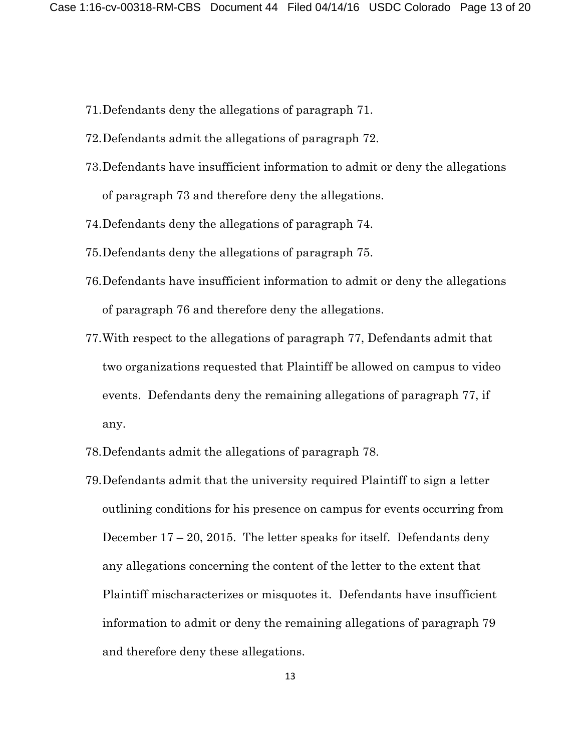71. Defendants deny the allegations of paragraph 71.
72. Defendants admit the allegations of paragraph 72.
73. Defendants have insufficient information to admit or deny the allegations of paragraph 73 and therefore deny the allegations.
74. Defendants deny the allegations of paragraph 74.
75. Defendants deny the allegations of paragraph 75.
76. Defendants have insufficient information to admit or deny the allegations of paragraph 76 and therefore deny the allegations.
77. With respect to the allegations of paragraph 77, Defendants admit that two organizations requested that Plaintiff be allowed on campus to video events. Defendants deny the remaining allegations of paragraph 77, if any.
78. Defendants admit the allegations of paragraph 78.
79. Defendants admit that the university required Plaintiff to sign a letter outlining conditions for his presence on campus for events occurring from December 17 – 20, 2015. The letter speaks for itself. Defendants deny any allegations concerning the content of the letter to the extent that Plaintiff mischaracterizes or misquotes it. Defendants have insufficient information to admit or deny the remaining allegations of paragraph 79 and therefore deny these allegations.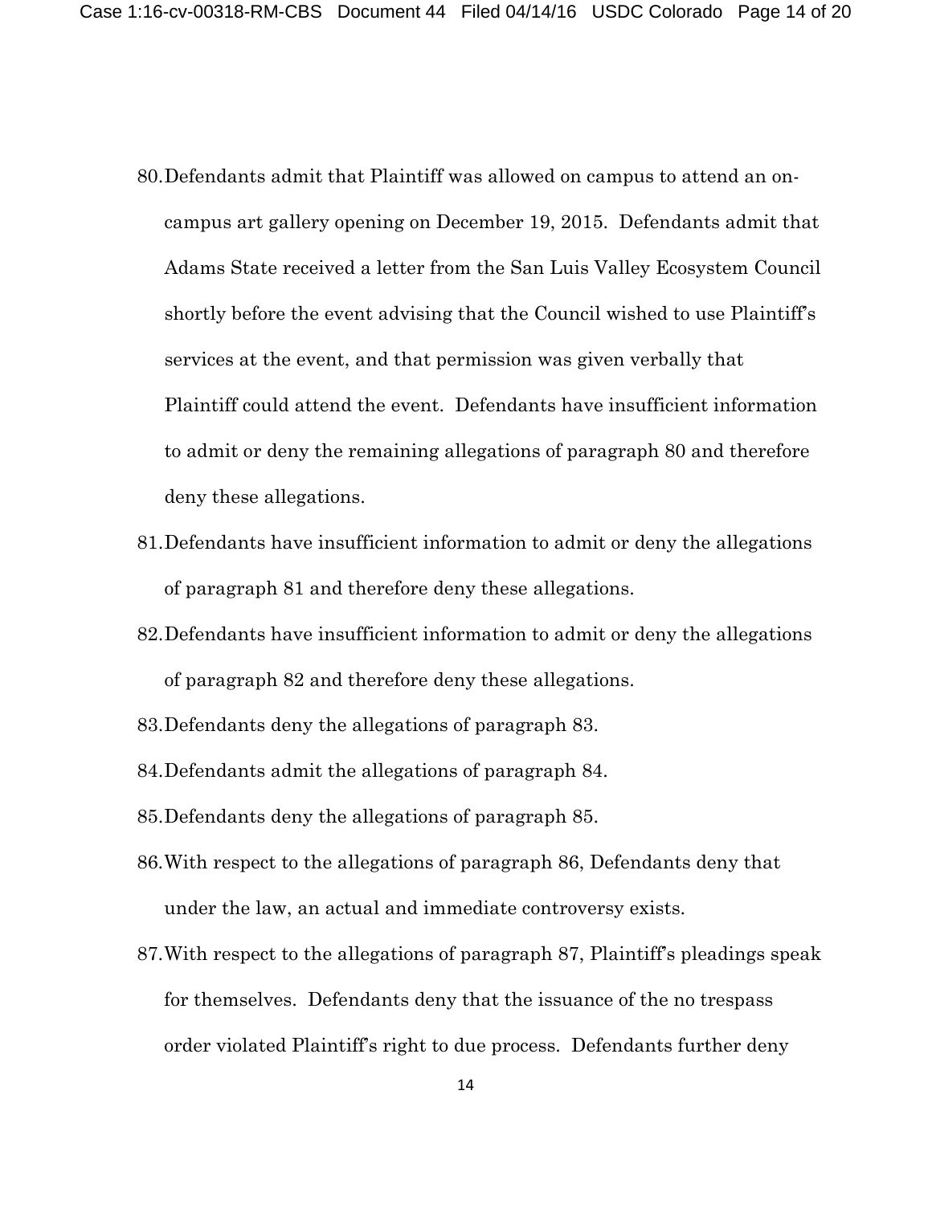80. Defendants admit that Plaintiff was allowed on campus to attend an on-campus art gallery opening on December 19, 2015. Defendants admit that Adams State received a letter from the San Luis Valley Ecosystem Council shortly before the event advising that the Council wished to use Plaintiff's services at the event, and that permission was given verbally that Plaintiff could attend the event. Defendants have insufficient information to admit or deny the remaining allegations of paragraph 80 and therefore deny these allegations.
81. Defendants have insufficient information to admit or deny the allegations of paragraph 81 and therefore deny these allegations.
82. Defendants have insufficient information to admit or deny the allegations of paragraph 82 and therefore deny these allegations.
83. Defendants deny the allegations of paragraph 83.
84. Defendants admit the allegations of paragraph 84.
85. Defendants deny the allegations of paragraph 85.
86. With respect to the allegations of paragraph 86, Defendants deny that under the law, an actual and immediate controversy exists.
87. With respect to the allegations of paragraph 87, Plaintiff's pleadings speak for themselves. Defendants deny that the issuance of the no trespass order violated Plaintiff's right to due process. Defendants further deny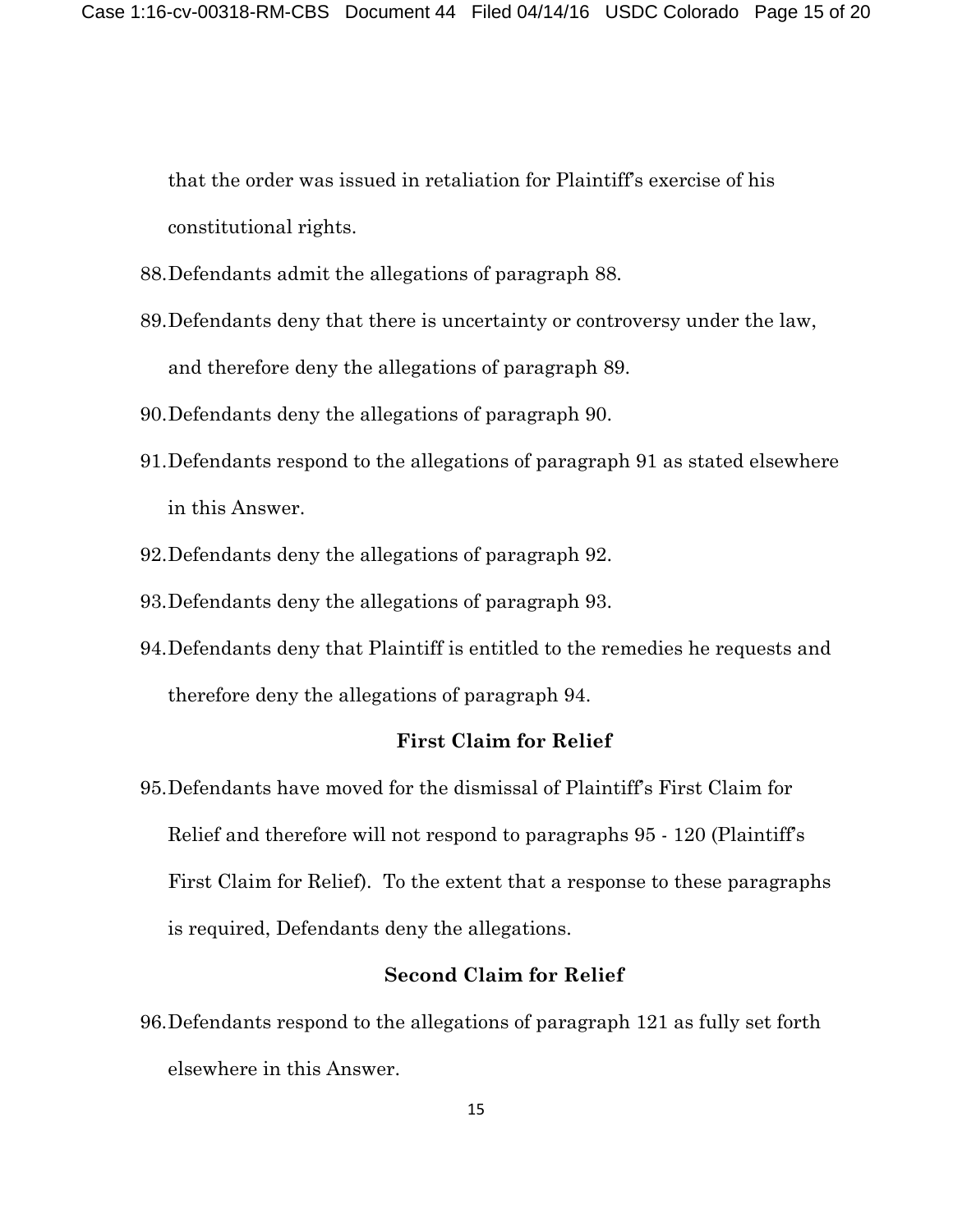that the order was issued in retaliation for Plaintiff's exercise of his constitutional rights.

88. Defendants admit the allegations of paragraph 88.
89. Defendants deny that there is uncertainty or controversy under the law, and therefore deny the allegations of paragraph 89.
90. Defendants deny the allegations of paragraph 90.
91. Defendants respond to the allegations of paragraph 91 as stated elsewhere in this Answer.
92. Defendants deny the allegations of paragraph 92.
93. Defendants deny the allegations of paragraph 93.
94. Defendants deny that Plaintiff is entitled to the remedies he requests and therefore deny the allegations of paragraph 94.

**First Claim for Relief**

95. Defendants have moved for the dismissal of Plaintiff's First Claim for Relief and therefore will not respond to paragraphs 95 - 120 (Plaintiff's First Claim for Relief). To the extent that a response to these paragraphs is required, Defendants deny the allegations.

**Second Claim for Relief**

96. Defendants respond to the allegations of paragraph 121 as fully set forth elsewhere in this Answer.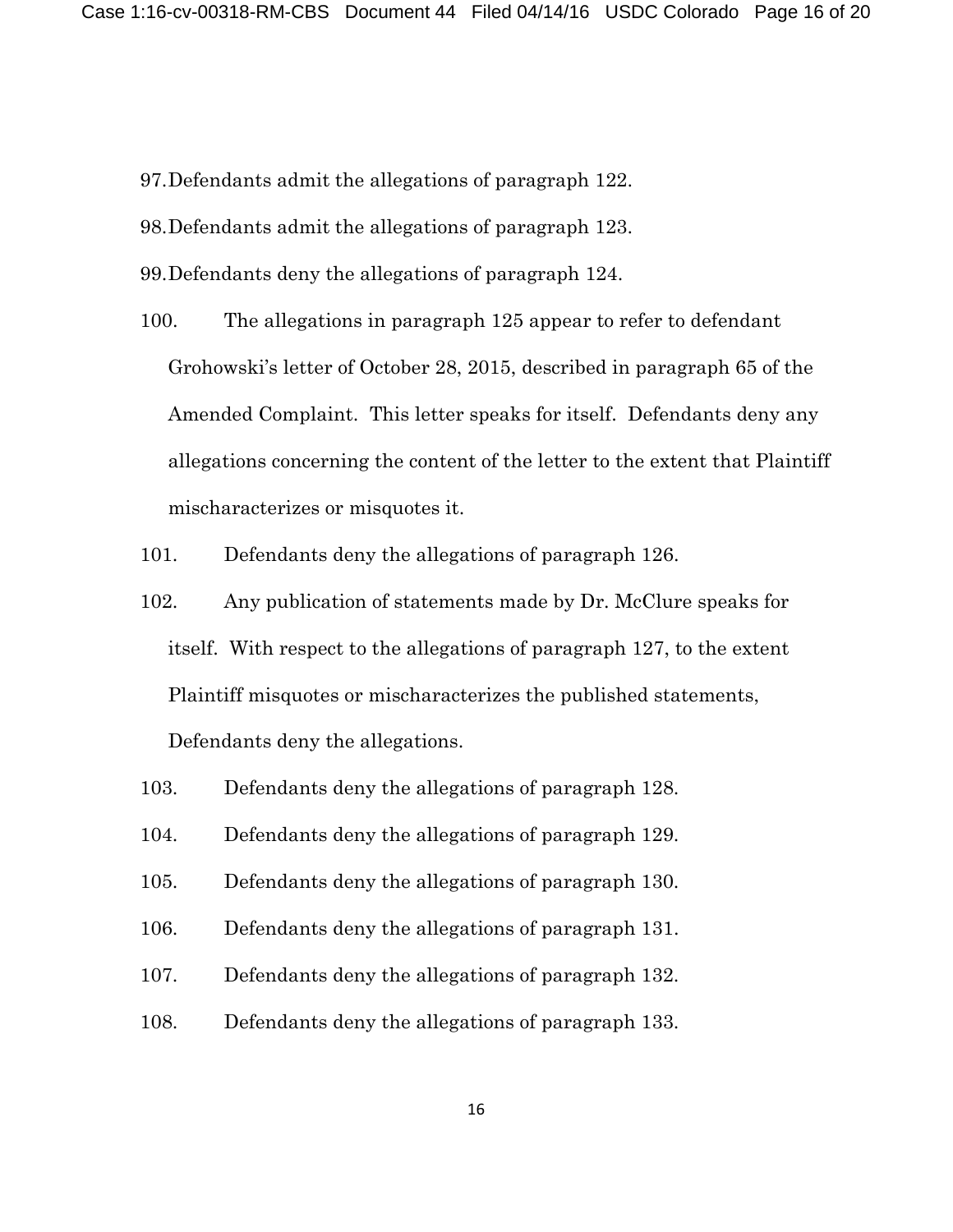97. Defendants admit the allegations of paragraph 122.

98. Defendants admit the allegations of paragraph 123.

99. Defendants deny the allegations of paragraph 124.

100. The allegations in paragraph 125 appear to refer to defendant Grohowski's letter of October 28, 2015, described in paragraph 65 of the Amended Complaint. This letter speaks for itself. Defendants deny any allegations concerning the content of the letter to the extent that Plaintiff mischaracterizes or misquotes it.

101. Defendants deny the allegations of paragraph 126.

102. Any publication of statements made by Dr. McClure speaks for itself. With respect to the allegations of paragraph 127, to the extent Plaintiff misquotes or mischaracterizes the published statements, Defendants deny the allegations.

103. Defendants deny the allegations of paragraph 128.

104. Defendants deny the allegations of paragraph 129.

105. Defendants deny the allegations of paragraph 130.

106. Defendants deny the allegations of paragraph 131.

107. Defendants deny the allegations of paragraph 132.

108. Defendants deny the allegations of paragraph 133.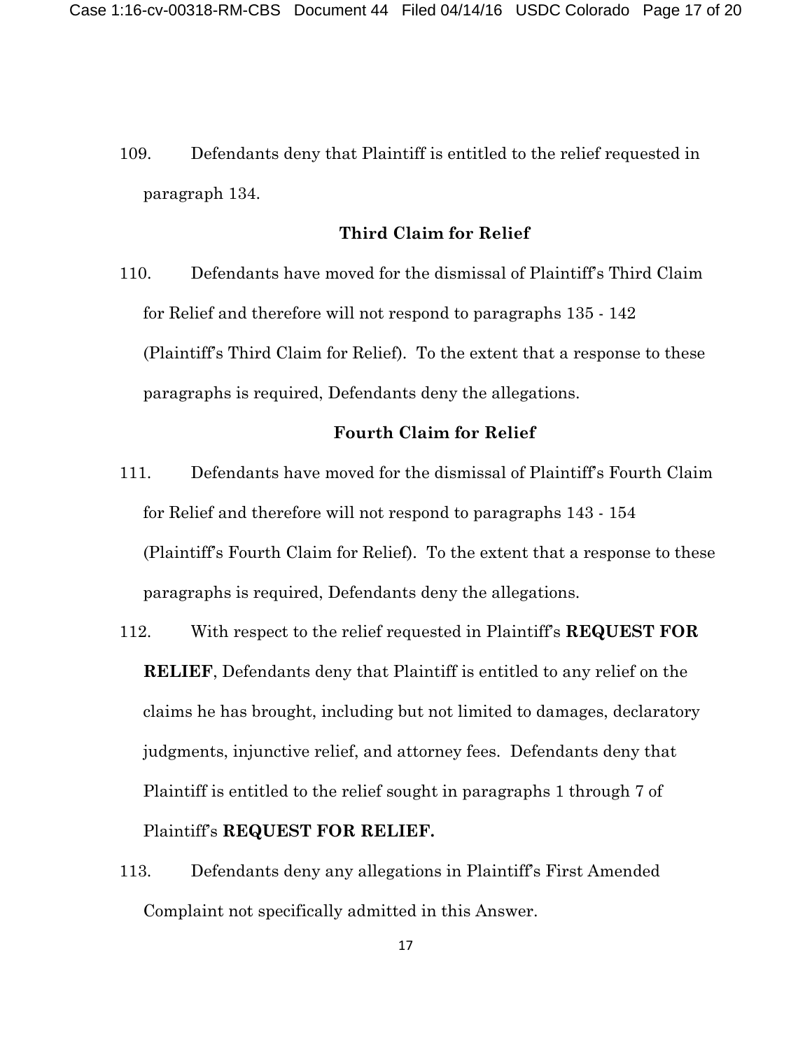109. Defendants deny that Plaintiff is entitled to the relief requested in paragraph 134.

### Third Claim for Relief

110. Defendants have moved for the dismissal of Plaintiff's Third Claim for Relief and therefore will not respond to paragraphs 135 - 142 (Plaintiff's Third Claim for Relief). To the extent that a response to these paragraphs is required, Defendants deny the allegations.

### Fourth Claim for Relief

111. Defendants have moved for the dismissal of Plaintiff's Fourth Claim for Relief and therefore will not respond to paragraphs 143 - 154 (Plaintiff's Fourth Claim for Relief). To the extent that a response to these paragraphs is required, Defendants deny the allegations.

112. With respect to the relief requested in Plaintiff's **REQUEST FOR RELIEF**, Defendants deny that Plaintiff is entitled to any relief on the claims he has brought, including but not limited to damages, declaratory judgments, injunctive relief, and attorney fees. Defendants deny that Plaintiff is entitled to the relief sought in paragraphs 1 through 7 of Plaintiff's **REQUEST FOR RELIEF.**

113. Defendants deny any allegations in Plaintiff's First Amended Complaint not specifically admitted in this Answer.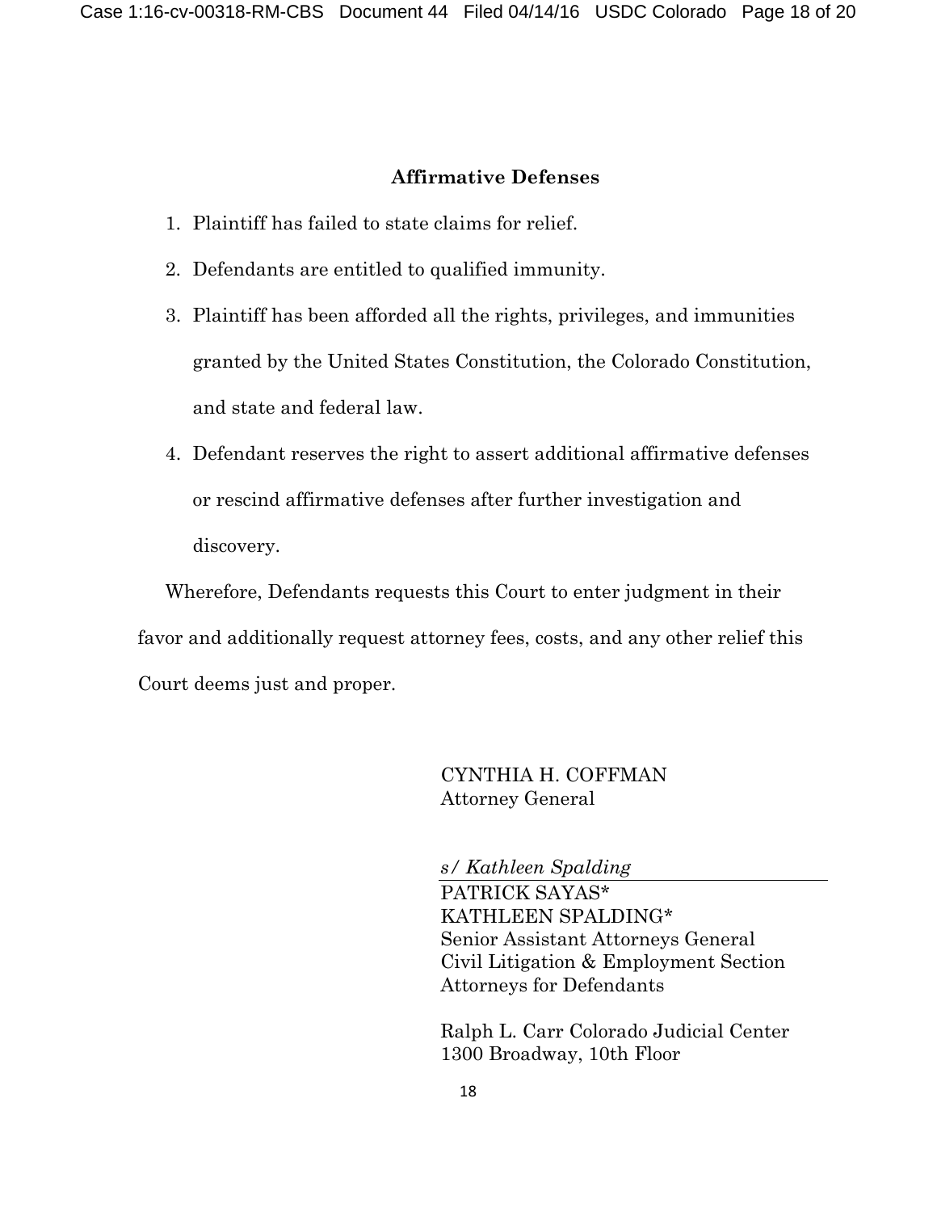## Affirmative Defenses

1. Plaintiff has failed to state claims for relief.
2. Defendants are entitled to qualified immunity.
3. Plaintiff has been afforded all the rights, privileges, and immunities granted by the United States Constitution, the Colorado Constitution, and state and federal law.
4. Defendant reserves the right to assert additional affirmative defenses or rescind affirmative defenses after further investigation and discovery.

Wherefore, Defendants requests this Court to enter judgment in their favor and additionally request attorney fees, costs, and any other relief this Court deems just and proper.

CYNTHIA H. COFFMAN
Attorney General

*s/ Kathleen Spalding*
PATRICK SAYAS*
KATHLEEN SPALDING*
Senior Assistant Attorneys General
Civil Litigation & Employment Section
Attorneys for Defendants

Ralph L. Carr Colorado Judicial Center
1300 Broadway, 10th Floor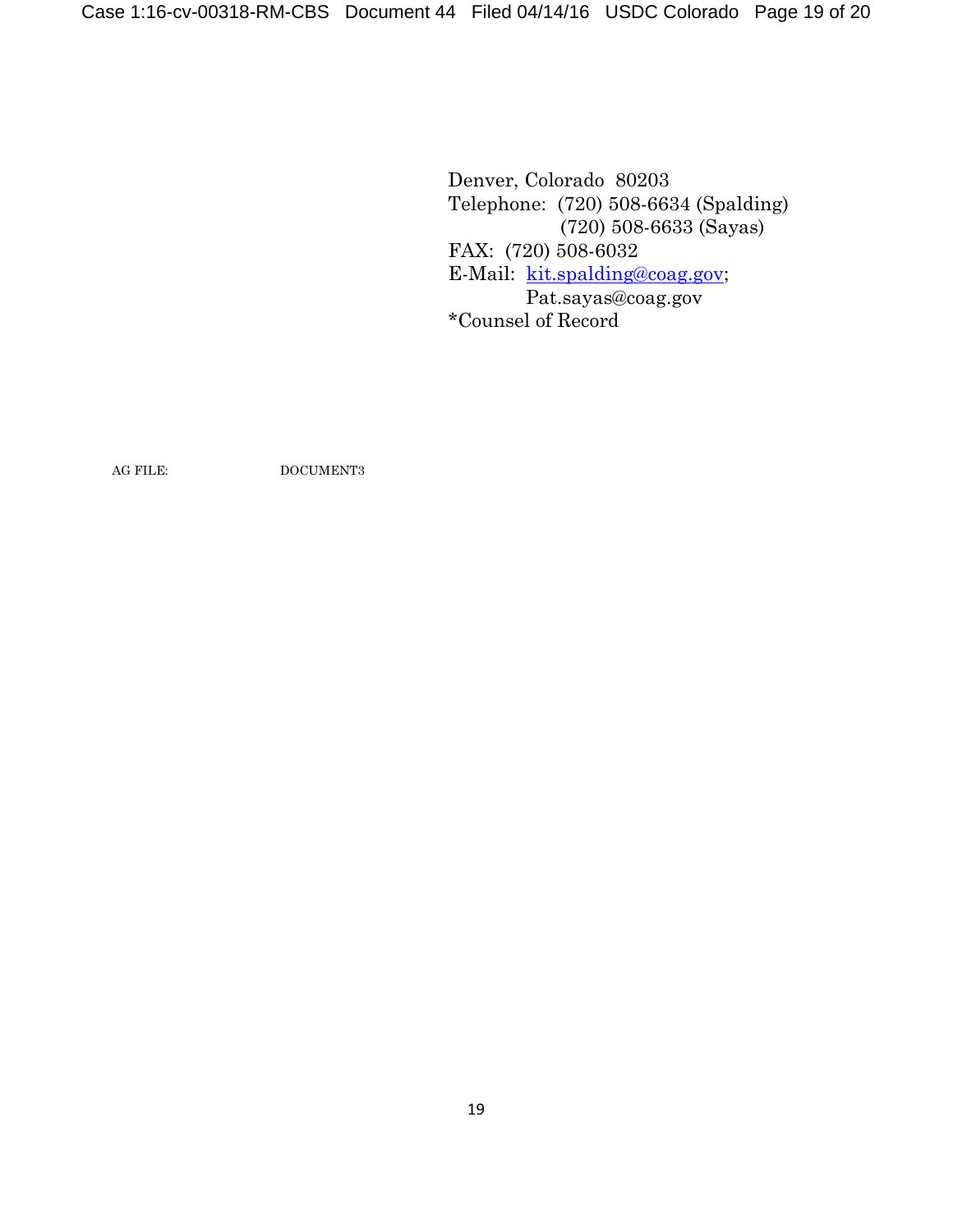Denver, Colorado 80203
Telephone: (720) 508-6634 (Spalding)
(720) 508-6633 (Sayas)
FAX: (720) 508-6032
E-Mail: kit.spalding@coag.gov;
Pat.sayas@coag.gov
*Counsel of Record

AG FILE: DOCUMENT3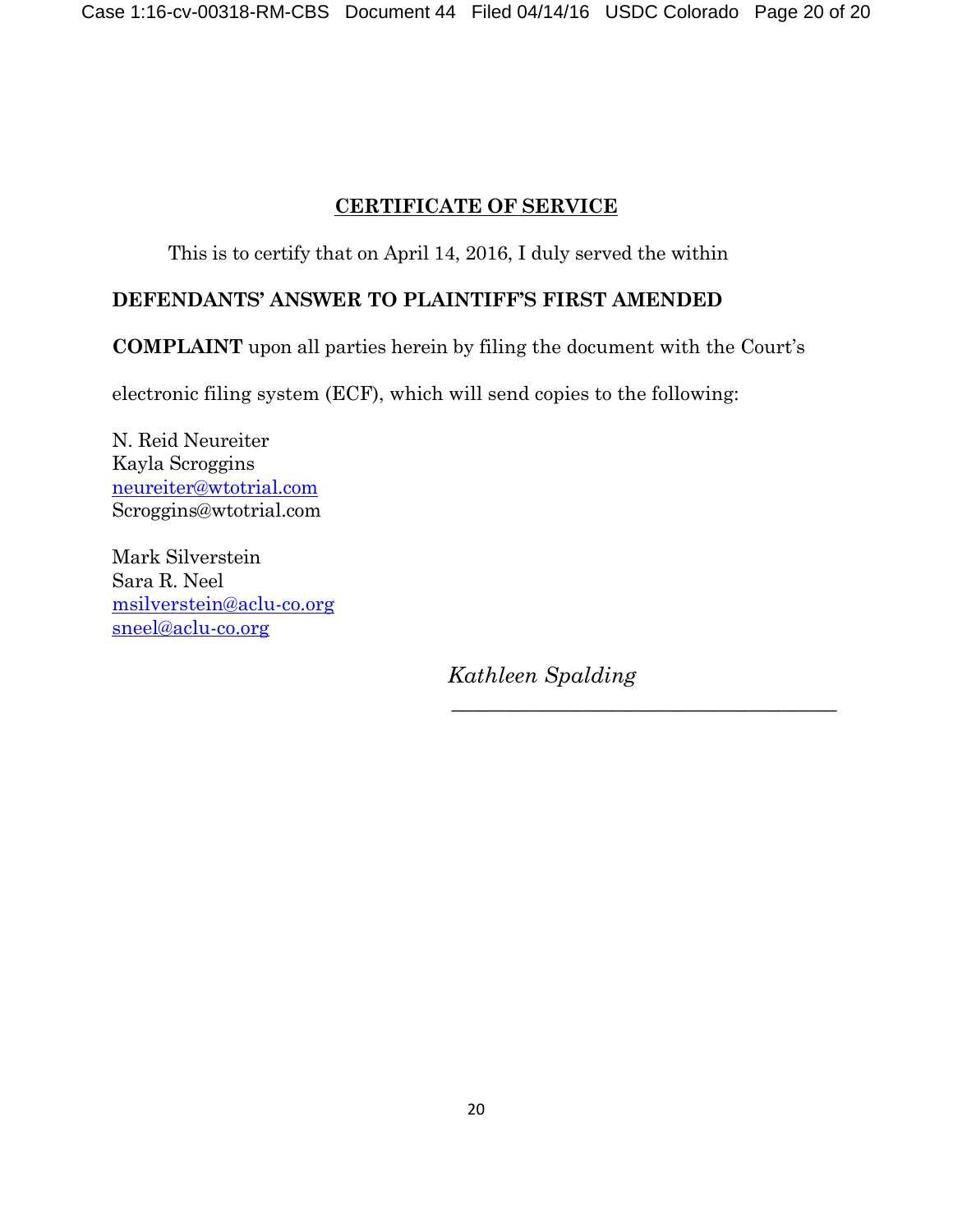## CERTIFICATE OF SERVICE

This is to certify that on April 14, 2016, I duly served the within **DEFENDANTS' ANSWER TO PLAINTIFF'S FIRST AMENDED COMPLAINT** upon all parties herein by filing the document with the Court's electronic filing system (ECF), which will send copies to the following:

N. Reid Neureiter
Kayla Scroggins
neureiter@wtotrial.com
Scroggins@wtotrial.com

Mark Silverstein
Sara R. Neel
msilverstein@aclu-co.org
sneel@aclu-co.org

*Kathleen Spalding*

\_\_\_\_\_\_\_\_\_\_\_\_\_\_\_\_\_\_\_\_\_\_\_\_\_\_\_\_\_\_\_\_\_\_\_\_